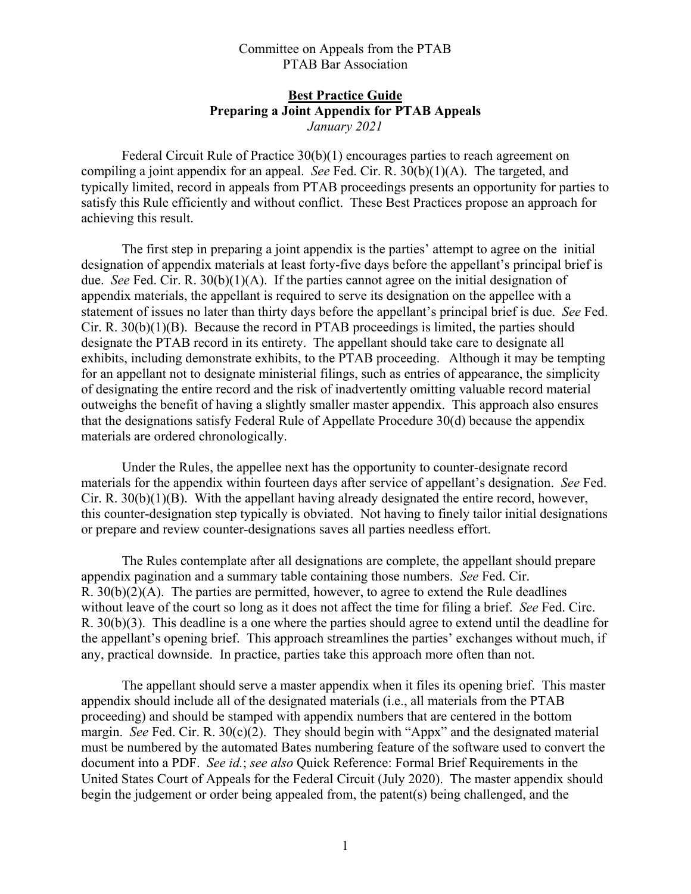Committee on Appeals from the PTAB
PTAB Bar Association

# Best Practice Guide
## Preparing a Joint Appendix for PTAB Appeals
*January 2021*

Federal Circuit Rule of Practice 30(b)(1) encourages parties to reach agreement on compiling a joint appendix for an appeal. *See* Fed. Cir. R. 30(b)(1)(A). The targeted, and typically limited, record in appeals from PTAB proceedings presents an opportunity for parties to satisfy this Rule efficiently and without conflict. These Best Practices propose an approach for achieving this result.

The first step in preparing a joint appendix is the parties' attempt to agree on the initial designation of appendix materials at least forty-five days before the appellant's principal brief is due. *See* Fed. Cir. R. 30(b)(1)(A). If the parties cannot agree on the initial designation of appendix materials, the appellant is required to serve its designation on the appellee with a statement of issues no later than thirty days before the appellant's principal brief is due. *See* Fed. Cir. R. 30(b)(1)(B). Because the record in PTAB proceedings is limited, the parties should designate the PTAB record in its entirety. The appellant should take care to designate all exhibits, including demonstrate exhibits, to the PTAB proceeding. Although it may be tempting for an appellant not to designate ministerial filings, such as entries of appearance, the simplicity of designating the entire record and the risk of inadvertently omitting valuable record material outweighs the benefit of having a slightly smaller master appendix. This approach also ensures that the designations satisfy Federal Rule of Appellate Procedure 30(d) because the appendix materials are ordered chronologically.

Under the Rules, the appellee next has the opportunity to counter-designate record materials for the appendix within fourteen days after service of appellant's designation. *See* Fed. Cir. R. 30(b)(1)(B). With the appellant having already designated the entire record, however, this counter-designation step typically is obviated. Not having to finely tailor initial designations or prepare and review counter-designations saves all parties needless effort.

The Rules contemplate after all designations are complete, the appellant should prepare appendix pagination and a summary table containing those numbers. *See* Fed. Cir. R. 30(b)(2)(A). The parties are permitted, however, to agree to extend the Rule deadlines without leave of the court so long as it does not affect the time for filing a brief. *See* Fed. Circ. R. 30(b)(3). This deadline is a one where the parties should agree to extend until the deadline for the appellant's opening brief. This approach streamlines the parties' exchanges without much, if any, practical downside. In practice, parties take this approach more often than not.

The appellant should serve a master appendix when it files its opening brief. This master appendix should include all of the designated materials (i.e., all materials from the PTAB proceeding) and should be stamped with appendix numbers that are centered in the bottom margin. *See* Fed. Cir. R. 30(c)(2). They should begin with "Appx" and the designated material must be numbered by the automated Bates numbering feature of the software used to convert the document into a PDF. *See id.*; *see also* Quick Reference: Formal Brief Requirements in the United States Court of Appeals for the Federal Circuit (July 2020). The master appendix should begin the judgement or order being appealed from, the patent(s) being challenged, and the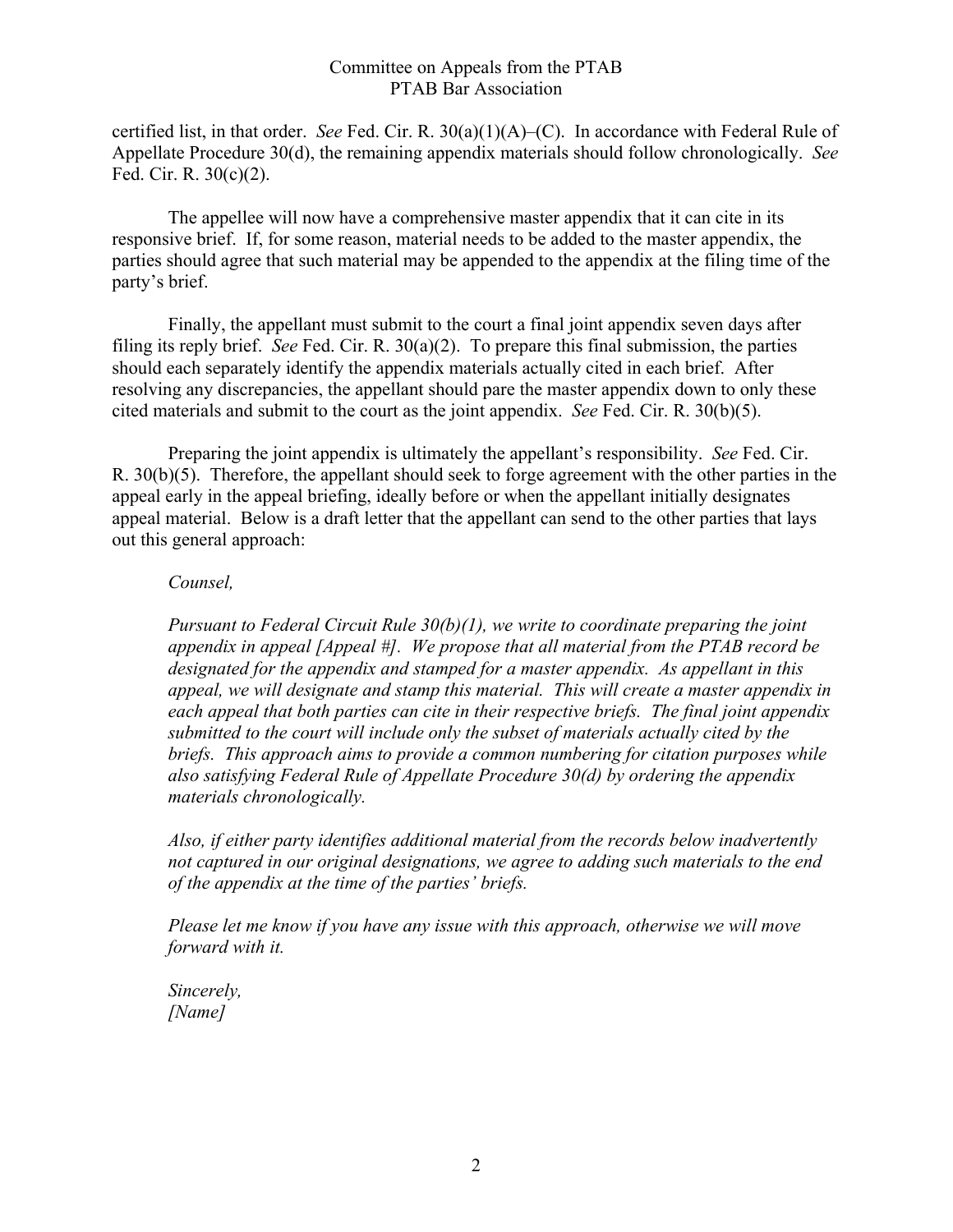certified list, in that order. *See* Fed. Cir. R. 30(a)(1)(A)–(C). In accordance with Federal Rule of Appellate Procedure 30(d), the remaining appendix materials should follow chronologically. *See* Fed. Cir. R. 30(c)(2).

The appellee will now have a comprehensive master appendix that it can cite in its responsive brief. If, for some reason, material needs to be added to the master appendix, the parties should agree that such material may be appended to the appendix at the filing time of the party's brief.

Finally, the appellant must submit to the court a final joint appendix seven days after filing its reply brief. *See* Fed. Cir. R. 30(a)(2). To prepare this final submission, the parties should each separately identify the appendix materials actually cited in each brief. After resolving any discrepancies, the appellant should pare the master appendix down to only these cited materials and submit to the court as the joint appendix. *See* Fed. Cir. R. 30(b)(5).

Preparing the joint appendix is ultimately the appellant's responsibility. *See* Fed. Cir. R. 30(b)(5). Therefore, the appellant should seek to forge agreement with the other parties in the appeal early in the appeal briefing, ideally before or when the appellant initially designates appeal material. Below is a draft letter that the appellant can send to the other parties that lays out this general approach:

> *Counsel,*
>
> *Pursuant to Federal Circuit Rule 30(b)(1), we write to coordinate preparing the joint appendix in appeal [Appeal #]. We propose that all material from the PTAB record be designated for the appendix and stamped for a master appendix. As appellant in this appeal, we will designate and stamp this material. This will create a master appendix in each appeal that both parties can cite in their respective briefs. The final joint appendix submitted to the court will include only the subset of materials actually cited by the briefs. This approach aims to provide a common numbering for citation purposes while also satisfying Federal Rule of Appellate Procedure 30(d) by ordering the appendix materials chronologically.*
>
> *Also, if either party identifies additional material from the records below inadvertently not captured in our original designations, we agree to adding such materials to the end of the appendix at the time of the parties' briefs.*
>
> *Please let me know if you have any issue with this approach, otherwise we will move forward with it.*
>
> *Sincerely,*
> *[Name]*